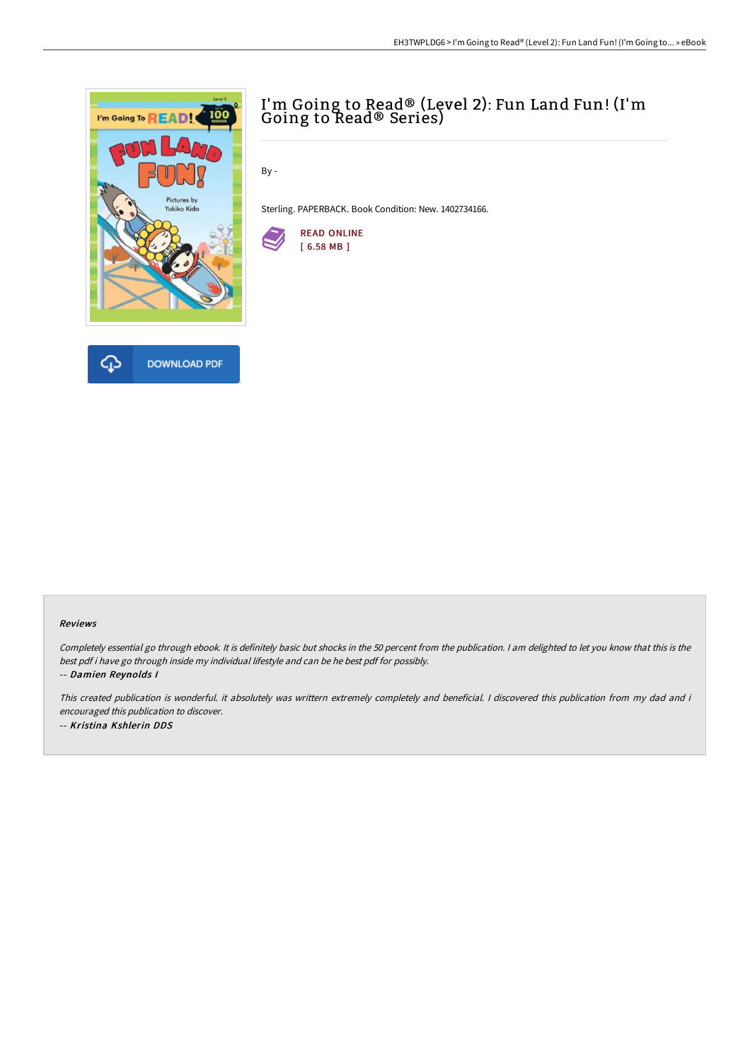# I'm Going to Read® (Level 2): Fun Land Fun! (I'm Going to Read® Series)

By -

Sterling. PAPERBACK. Book Condition: New. 1402734166.

READ ONLINE
[ 6.58 MB ]

DOWNLOAD PDF

### Reviews

*Completely essential go through ebook. It is definitely basic but shocks in the 50 percent from the publication. I am delighted to let you know that this is the best pdf i have go through inside my individual lifestyle and can be he best pdf for possibly.*

-- *Damien Reynolds I*

*This created publication is wonderful. it absolutely was writtern extremely completely and beneficial. I discovered this publication from my dad and i encouraged this publication to discover.*

-- *Kristina Kshlerin DDS*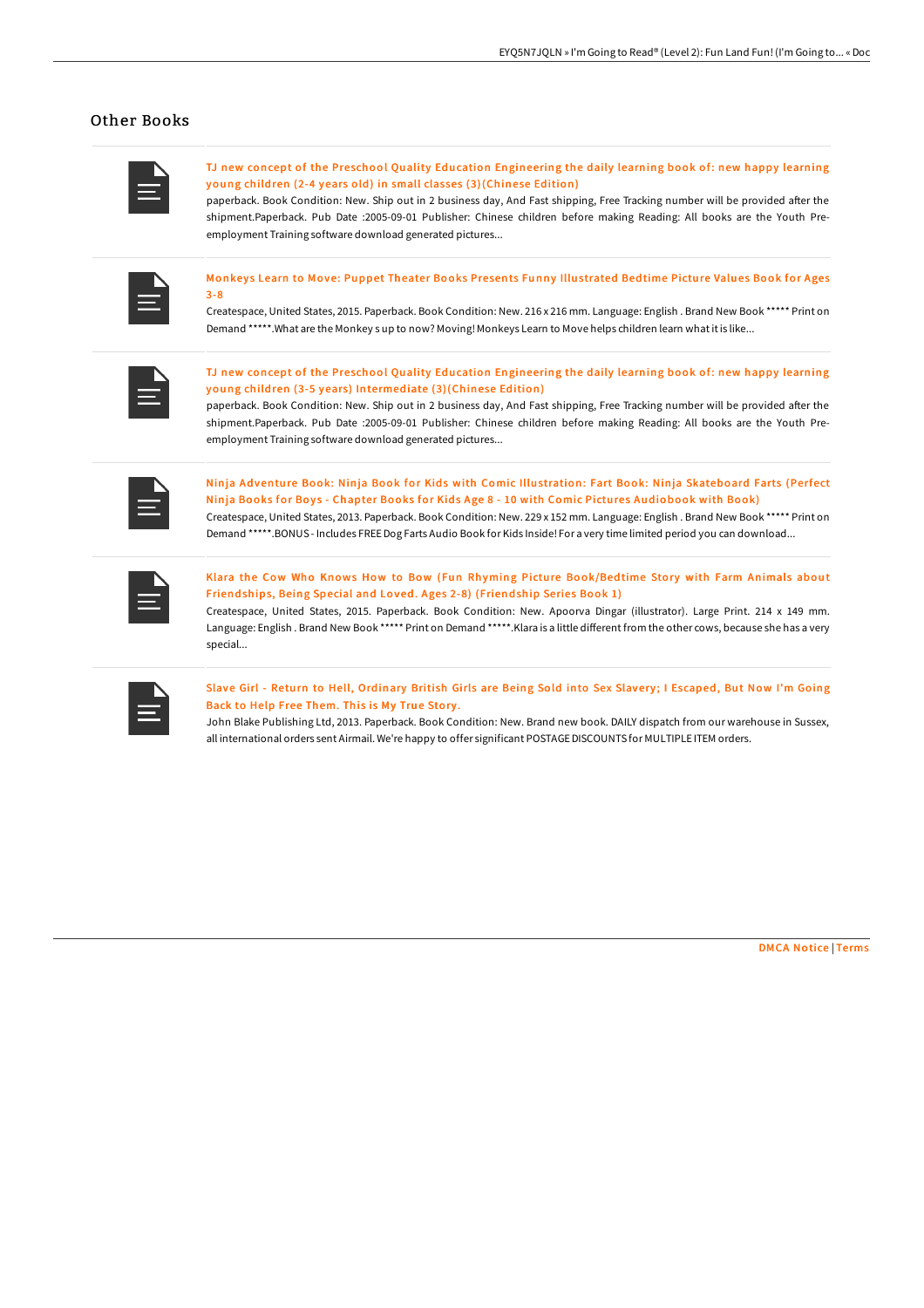## Other Books

**TJ new concept of the Preschool Quality Education Engineering the daily learning book of: new happy learning young children (2-4 years old) in small classes (3)(Chinese Edition)**

paperback. Book Condition: New. Ship out in 2 business day, And Fast shipping, Free Tracking number will be provided after the shipment.Paperback. Pub Date :2005-09-01 Publisher: Chinese children before making Reading: All books are the Youth Pre-employment Training software download generated pictures...

**Monkeys Learn to Move: Puppet Theater Books Presents Funny Illustrated Bedtime Picture Values Book for Ages 3-8**

Createspace, United States, 2015. Paperback. Book Condition: New. 216 x 216 mm. Language: English . Brand New Book ***** Print on Demand *****.What are the Monkey s up to now? Moving! Monkeys Learn to Move helps children learn what it is like...

**TJ new concept of the Preschool Quality Education Engineering the daily learning book of: new happy learning young children (3-5 years) Intermediate (3)(Chinese Edition)**

paperback. Book Condition: New. Ship out in 2 business day, And Fast shipping, Free Tracking number will be provided after the shipment.Paperback. Pub Date :2005-09-01 Publisher: Chinese children before making Reading: All books are the Youth Pre-employment Training software download generated pictures...

**Ninja Adventure Book: Ninja Book for Kids with Comic Illustration: Fart Book: Ninja Skateboard Farts (Perfect Ninja Books for Boys - Chapter Books for Kids Age 8 - 10 with Comic Pictures Audiobook with Book)**

Createspace, United States, 2013. Paperback. Book Condition: New. 229 x 152 mm. Language: English . Brand New Book ***** Print on Demand *****.BONUS - Includes FREE Dog Farts Audio Book for Kids Inside! For a very time limited period you can download...

**Klara the Cow Who Knows How to Bow (Fun Rhyming Picture Book/Bedtime Story with Farm Animals about Friendships, Being Special and Loved. Ages 2-8) (Friendship Series Book 1)**

Createspace, United States, 2015. Paperback. Book Condition: New. Apoorva Dingar (illustrator). Large Print. 214 x 149 mm. Language: English . Brand New Book ***** Print on Demand *****.Klara is a little different from the other cows, because she has a very special...

**Slave Girl - Return to Hell, Ordinary British Girls are Being Sold into Sex Slavery; I Escaped, But Now I'm Going Back to Help Free Them. This is My True Story.**

John Blake Publishing Ltd, 2013. Paperback. Book Condition: New. Brand new book. DAILY dispatch from our warehouse in Sussex, all international orders sent Airmail. We're happy to offer significant POSTAGE DISCOUNTS for MULTIPLE ITEM orders.